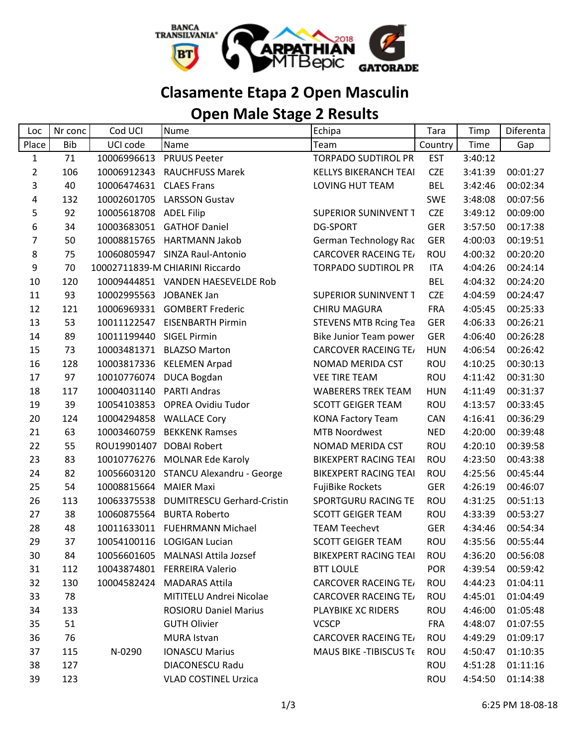# Clasamente Etapa 2 Open Masculin

# Open Male Stage 2 Results

| Loc | Nr conc | Cod UCI | Nume | Echipa | Tara | Timp | Diferenta |
|---|---|---|---|---|---|---|---|
| Place | Bib | UCI code | Name | Team | Country | Time | Gap |
| 1 | 71 | 10006996613 | PRUUS Peeter | TORPADO SUDTIROL PR | EST | 3:40:12 | |
| 2 | 106 | 10006912343 | RAUCHFUSS Marek | KELLYS BIKERANCH TEAI | CZE | 3:41:39 | 00:01:27 |
| 3 | 40 | 10006474631 | CLAES Frans | LOVING HUT TEAM | BEL | 3:42:46 | 00:02:34 |
| 4 | 132 | 10002601705 | LARSSON Gustav | | SWE | 3:48:08 | 00:07:56 |
| 5 | 92 | 10005618708 | ADEL Filip | SUPERIOR SUNINVENT T | CZE | 3:49:12 | 00:09:00 |
| 6 | 34 | 10003683051 | GATHOF Daniel | DG-SPORT | GER | 3:57:50 | 00:17:38 |
| 7 | 50 | 10008815765 | HARTMANN Jakob | German Technology Rac | GER | 4:00:03 | 00:19:51 |
| 8 | 75 | 10060805947 | SINZA Raul-Antonio | CARCOVER RACEING TE/ | ROU | 4:00:32 | 00:20:20 |
| 9 | 70 | 10002711839-M | CHIARINI Riccardo | TORPADO SUDTIROL PR | ITA | 4:04:26 | 00:24:14 |
| 10 | 120 | 10009444851 | VANDEN HAESEVELDE Rob | | BEL | 4:04:32 | 00:24:20 |
| 11 | 93 | 10002995563 | JOBANEK Jan | SUPERIOR SUNINVENT T | CZE | 4:04:59 | 00:24:47 |
| 12 | 121 | 10006969331 | GOMBERT Frederic | CHIRU MAGURA | FRA | 4:05:45 | 00:25:33 |
| 13 | 53 | 10011122547 | EISENBARTH Pirmin | STEVENS MTB Rcing Tea | GER | 4:06:33 | 00:26:21 |
| 14 | 89 | 10011199440 | SIGEL Pirmin | Bike Junior Team power | GER | 4:06:40 | 00:26:28 |
| 15 | 73 | 10003481371 | BLAZSO Marton | CARCOVER RACEING TE/ | HUN | 4:06:54 | 00:26:42 |
| 16 | 128 | 10003817336 | KELEMEN Arpad | NOMAD MERIDA CST | ROU | 4:10:25 | 00:30:13 |
| 17 | 97 | 10010776074 | DUCA Bogdan | VEE TIRE TEAM | ROU | 4:11:42 | 00:31:30 |
| 18 | 117 | 10004031140 | PARTI Andras | WABERERS TREK TEAM | HUN | 4:11:49 | 00:31:37 |
| 19 | 39 | 10054103853 | OPREA Ovidiu Tudor | SCOTT GEIGER TEAM | ROU | 4:13:57 | 00:33:45 |
| 20 | 124 | 10004294858 | WALLACE Cory | KONA Factory Team | CAN | 4:16:41 | 00:36:29 |
| 21 | 63 | 10003460759 | BEKKENK Ramses | MTB Noordwest | NED | 4:20:00 | 00:39:48 |
| 22 | 55 | ROU19901407 | DOBAI Robert | NOMAD MERIDA CST | ROU | 4:20:10 | 00:39:58 |
| 23 | 83 | 10010776276 | MOLNAR Ede Karoly | BIKEXPERT RACING TEAI | ROU | 4:23:50 | 00:43:38 |
| 24 | 82 | 10056603120 | STANCU Alexandru - George | BIKEXPERT RACING TEAI | ROU | 4:25:56 | 00:45:44 |
| 25 | 54 | 10008815664 | MAIER Maxi | FujiBike Rockets | GER | 4:26:19 | 00:46:07 |
| 26 | 113 | 10063375538 | DUMITRESCU Gerhard-Cristin | SPORTGURU RACING TE | ROU | 4:31:25 | 00:51:13 |
| 27 | 38 | 10060875564 | BURTA Roberto | SCOTT GEIGER TEAM | ROU | 4:33:39 | 00:53:27 |
| 28 | 48 | 10011633011 | FUEHRMANN Michael | TEAM Teechevt | GER | 4:34:46 | 00:54:34 |
| 29 | 37 | 10054100116 | LOGIGAN Lucian | SCOTT GEIGER TEAM | ROU | 4:35:56 | 00:55:44 |
| 30 | 84 | 10056601605 | MALNASI Attila Jozsef | BIKEXPERT RACING TEAI | ROU | 4:36:20 | 00:56:08 |
| 31 | 112 | 10043874801 | FERREIRA Valerio | BTT LOULE | POR | 4:39:54 | 00:59:42 |
| 32 | 130 | 10004582424 | MADARAS Attila | CARCOVER RACEING TE/ | ROU | 4:44:23 | 01:04:11 |
| 33 | 78 | | MITITELU Andrei Nicolae | CARCOVER RACEING TE/ | ROU | 4:45:01 | 01:04:49 |
| 34 | 133 | | ROSIORU Daniel Marius | PLAYBIKE XC RIDERS | ROU | 4:46:00 | 01:05:48 |
| 35 | 51 | | GUTH Olivier | VCSCP | FRA | 4:48:07 | 01:07:55 |
| 36 | 76 | | MURA Istvan | CARCOVER RACEING TE/ | ROU | 4:49:29 | 01:09:17 |
| 37 | 115 | N-0290 | IONASCU Marius | MAUS BIKE -TIBISCUS Te | ROU | 4:50:47 | 01:10:35 |
| 38 | 127 | | DIACONESCU Radu | | ROU | 4:51:28 | 01:11:16 |
| 39 | 123 | | VLAD COSTINEL Urzica | | ROU | 4:54:50 | 01:14:38 |

6:25 PM 18-08-18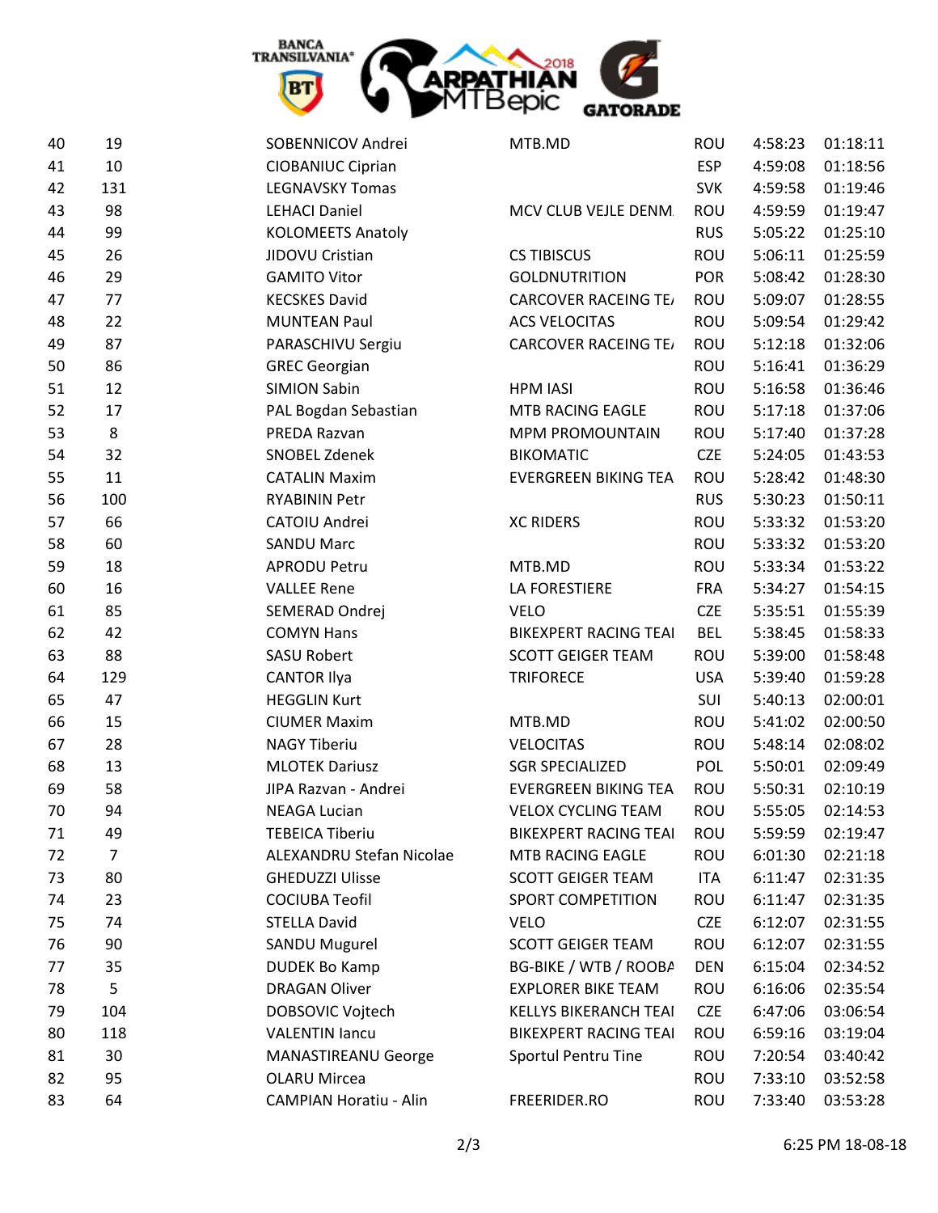| | | | | | | |
|---|---|---|---|---|---|---|
| 40 | 19 | SOBENNICOV Andrei | MTB.MD | ROU | 4:58:23 | 01:18:11 |
| 41 | 10 | CIOBANIUC Ciprian | | ESP | 4:59:08 | 01:18:56 |
| 42 | 131 | LEGNAVSKY Tomas | | SVK | 4:59:58 | 01:19:46 |
| 43 | 98 | LEHACI Daniel | MCV CLUB VEJLE DENM | ROU | 4:59:59 | 01:19:47 |
| 44 | 99 | KOLOMEETS Anatoly | | RUS | 5:05:22 | 01:25:10 |
| 45 | 26 | JIDOVU Cristian | CS TIBISCUS | ROU | 5:06:11 | 01:25:59 |
| 46 | 29 | GAMITO Vitor | GOLDNUTRITION | POR | 5:08:42 | 01:28:30 |
| 47 | 77 | KECSKES David | CARCOVER RACEING TE/ | ROU | 5:09:07 | 01:28:55 |
| 48 | 22 | MUNTEAN Paul | ACS VELOCITAS | ROU | 5:09:54 | 01:29:42 |
| 49 | 87 | PARASCHIVU Sergiu | CARCOVER RACEING TE/ | ROU | 5:12:18 | 01:32:06 |
| 50 | 86 | GREC Georgian | | ROU | 5:16:41 | 01:36:29 |
| 51 | 12 | SIMION Sabin | HPM IASI | ROU | 5:16:58 | 01:36:46 |
| 52 | 17 | PAL Bogdan Sebastian | MTB RACING EAGLE | ROU | 5:17:18 | 01:37:06 |
| 53 | 8 | PREDA Razvan | MPM PROMOUNTAIN | ROU | 5:17:40 | 01:37:28 |
| 54 | 32 | SNOBEL Zdenek | BIKOMATIC | CZE | 5:24:05 | 01:43:53 |
| 55 | 11 | CATALIN Maxim | EVERGREEN BIKING TEA | ROU | 5:28:42 | 01:48:30 |
| 56 | 100 | RYABININ Petr | | RUS | 5:30:23 | 01:50:11 |
| 57 | 66 | CATOIU Andrei | XC RIDERS | ROU | 5:33:32 | 01:53:20 |
| 58 | 60 | SANDU Marc | | ROU | 5:33:32 | 01:53:20 |
| 59 | 18 | APRODU Petru | MTB.MD | ROU | 5:33:34 | 01:53:22 |
| 60 | 16 | VALLEE Rene | LA FORESTIERE | FRA | 5:34:27 | 01:54:15 |
| 61 | 85 | SEMERAD Ondrej | VELO | CZE | 5:35:51 | 01:55:39 |
| 62 | 42 | COMYN Hans | BIKEXPERT RACING TEAI | BEL | 5:38:45 | 01:58:33 |
| 63 | 88 | SASU Robert | SCOTT GEIGER TEAM | ROU | 5:39:00 | 01:58:48 |
| 64 | 129 | CANTOR Ilya | TRIFORECE | USA | 5:39:40 | 01:59:28 |
| 65 | 47 | HEGGLIN Kurt | | SUI | 5:40:13 | 02:00:01 |
| 66 | 15 | CIUMER Maxim | MTB.MD | ROU | 5:41:02 | 02:00:50 |
| 67 | 28 | NAGY Tiberiu | VELOCITAS | ROU | 5:48:14 | 02:08:02 |
| 68 | 13 | MLOTEK Dariusz | SGR SPECIALIZED | POL | 5:50:01 | 02:09:49 |
| 69 | 58 | JIPA Razvan - Andrei | EVERGREEN BIKING TEA | ROU | 5:50:31 | 02:10:19 |
| 70 | 94 | NEAGA Lucian | VELOX CYCLING TEAM | ROU | 5:55:05 | 02:14:53 |
| 71 | 49 | TEBEICA Tiberiu | BIKEXPERT RACING TEAI | ROU | 5:59:59 | 02:19:47 |
| 72 | 7 | ALEXANDRU Stefan Nicolae | MTB RACING EAGLE | ROU | 6:01:30 | 02:21:18 |
| 73 | 80 | GHEDUZZI Ulisse | SCOTT GEIGER TEAM | ITA | 6:11:47 | 02:31:35 |
| 74 | 23 | COCIUBA Teofil | SPORT COMPETITION | ROU | 6:11:47 | 02:31:35 |
| 75 | 74 | STELLA David | VELO | CZE | 6:12:07 | 02:31:55 |
| 76 | 90 | SANDU Mugurel | SCOTT GEIGER TEAM | ROU | 6:12:07 | 02:31:55 |
| 77 | 35 | DUDEK Bo Kamp | BG-BIKE / WTB / ROOBA | DEN | 6:15:04 | 02:34:52 |
| 78 | 5 | DRAGAN Oliver | EXPLORER BIKE TEAM | ROU | 6:16:06 | 02:35:54 |
| 79 | 104 | DOBSOVIC Vojtech | KELLYS BIKERANCH TEAI | CZE | 6:47:06 | 03:06:54 |
| 80 | 118 | VALENTIN Iancu | BIKEXPERT RACING TEAI | ROU | 6:59:16 | 03:19:04 |
| 81 | 30 | MANASTIREANU George | Sportul Pentru Tine | ROU | 7:20:54 | 03:40:42 |
| 82 | 95 | OLARU Mircea | | ROU | 7:33:10 | 03:52:58 |
| 83 | 64 | CAMPIAN Horatiu - Alin | FREERIDER.RO | ROU | 7:33:40 | 03:53:28 |

6:25 PM 18-08-18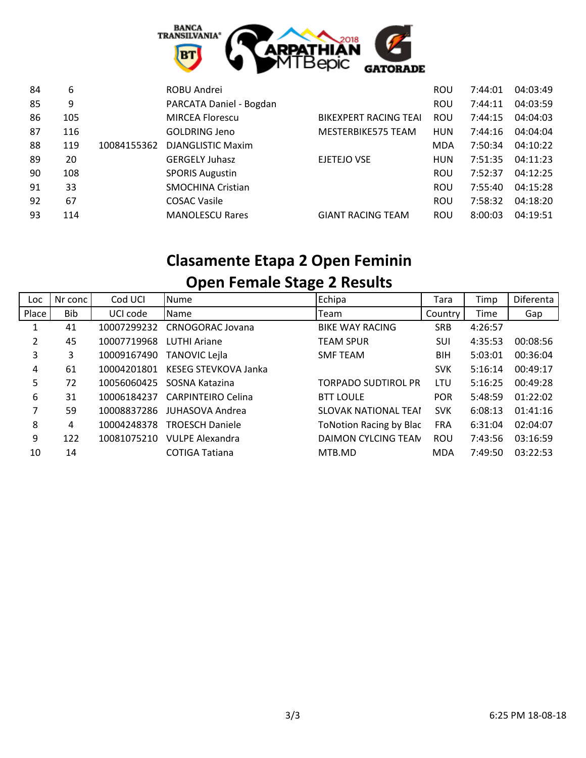| | | | | | | | |
|---|---|---|---|---|---|---|---|
| 84 | 6 | | ROBU Andrei | | ROU | 7:44:01 | 04:03:49 |
| 85 | 9 | | PARCATA Daniel - Bogdan | | ROU | 7:44:11 | 04:03:59 |
| 86 | 105 | | MIRCEA Florescu | BIKEXPERT RACING TEAI | ROU | 7:44:15 | 04:04:03 |
| 87 | 116 | | GOLDRING Jeno | MESTERBIKE575 TEAM | HUN | 7:44:16 | 04:04:04 |
| 88 | 119 | 10084155362 | DJANGLISTIC Maxim | | MDA | 7:50:34 | 04:10:22 |
| 89 | 20 | | GERGELY Juhasz | EJETEJO VSE | HUN | 7:51:35 | 04:11:23 |
| 90 | 108 | | SPORIS Augustin | | ROU | 7:52:37 | 04:12:25 |
| 91 | 33 | | SMOCHINA Cristian | | ROU | 7:55:40 | 04:15:28 |
| 92 | 67 | | COSAC Vasile | | ROU | 7:58:32 | 04:18:20 |
| 93 | 114 | | MANOLESCU Rares | GIANT RACING TEAM | ROU | 8:00:03 | 04:19:51 |

## Clasamente Etapa 2 Open Feminin
## Open Female Stage 2 Results

| Loc | Nr conc | Cod UCI | Nume | Echipa | Tara | Timp | Diferenta |
|---|---|---|---|---|---|---|---|
| Place | Bib | UCI code | Name | Team | Country | Time | Gap |
| 1 | 41 | 10007299232 | CRNOGORAC Jovana | BIKE WAY RACING | SRB | 4:26:57 | |
| 2 | 45 | 10007719968 | LUTHI Ariane | TEAM SPUR | SUI | 4:35:53 | 00:08:56 |
| 3 | 3 | 10009167490 | TANOVIC Lejla | SMF TEAM | BIH | 5:03:01 | 00:36:04 |
| 4 | 61 | 10004201801 | KESEG STEVKOVA Janka | | SVK | 5:16:14 | 00:49:17 |
| 5 | 72 | 10056060425 | SOSNA Katazina | TORPADO SUDTIROL PR | LTU | 5:16:25 | 00:49:28 |
| 6 | 31 | 10006184237 | CARPINTEIRO Celina | BTT LOULE | POR | 5:48:59 | 01:22:02 |
| 7 | 59 | 10008837286 | JUHASOVA Andrea | SLOVAK NATIONAL TEAI | SVK | 6:08:13 | 01:41:16 |
| 8 | 4 | 10004248378 | TROESCH Daniele | ToNotion Racing by Blac | FRA | 6:31:04 | 02:04:07 |
| 9 | 122 | 10081075210 | VULPE Alexandra | DAIMON CYLCING TEAN | ROU | 7:43:56 | 03:16:59 |
| 10 | 14 | | COTIGA Tatiana | MTB.MD | MDA | 7:49:50 | 03:22:53 |

6:25 PM 18-08-18